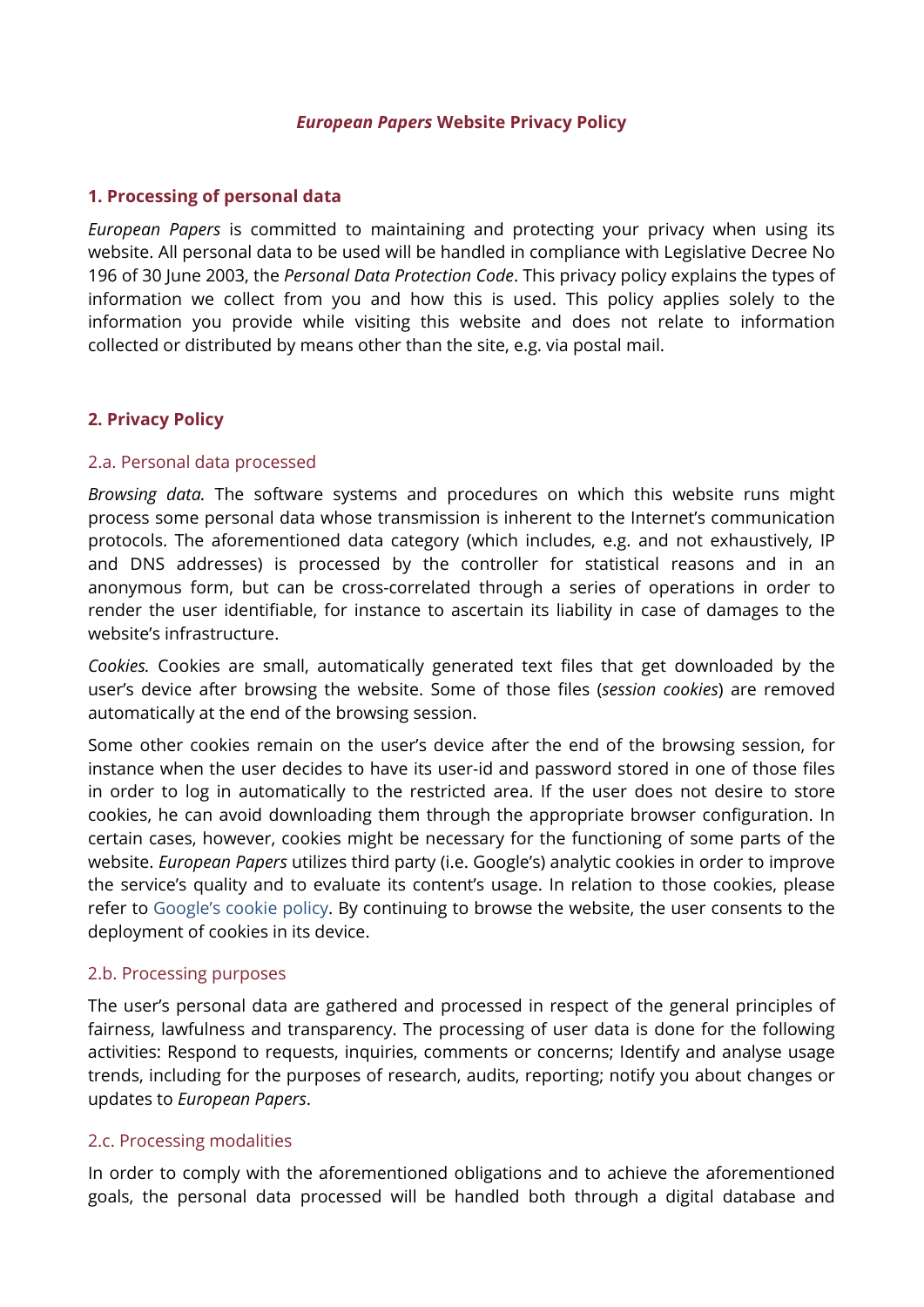# *European Papers* Website Privacy Policy

## 1. Processing of personal data

*European Papers* is committed to maintaining and protecting your privacy when using its website. All personal data to be used will be handled in compliance with Legislative Decree No 196 of 30 June 2003, the *Personal Data Protection Code*. This privacy policy explains the types of information we collect from you and how this is used. This policy applies solely to the information you provide while visiting this website and does not relate to information collected or distributed by means other than the site, e.g. via postal mail.

## 2. Privacy Policy

### 2.a. Personal data processed

*Browsing data.* The software systems and procedures on which this website runs might process some personal data whose transmission is inherent to the Internet's communication protocols. The aforementioned data category (which includes, e.g. and not exhaustively, IP and DNS addresses) is processed by the controller for statistical reasons and in an anonymous form, but can be cross-correlated through a series of operations in order to render the user identifiable, for instance to ascertain its liability in case of damages to the website's infrastructure.

*Cookies.* Cookies are small, automatically generated text files that get downloaded by the user's device after browsing the website. Some of those files (*session cookies*) are removed automatically at the end of the browsing session.

Some other cookies remain on the user's device after the end of the browsing session, for instance when the user decides to have its user-id and password stored in one of those files in order to log in automatically to the restricted area. If the user does not desire to store cookies, he can avoid downloading them through the appropriate browser configuration. In certain cases, however, cookies might be necessary for the functioning of some parts of the website. *European Papers* utilizes third party (i.e. Google's) analytic cookies in order to improve the service's quality and to evaluate its content's usage. In relation to those cookies, please refer to Google's cookie policy. By continuing to browse the website, the user consents to the deployment of cookies in its device.

### 2.b. Processing purposes

The user's personal data are gathered and processed in respect of the general principles of fairness, lawfulness and transparency. The processing of user data is done for the following activities: Respond to requests, inquiries, comments or concerns; Identify and analyse usage trends, including for the purposes of research, audits, reporting; notify you about changes or updates to *European Papers*.

### 2.c. Processing modalities

In order to comply with the aforementioned obligations and to achieve the aforementioned goals, the personal data processed will be handled both through a digital database and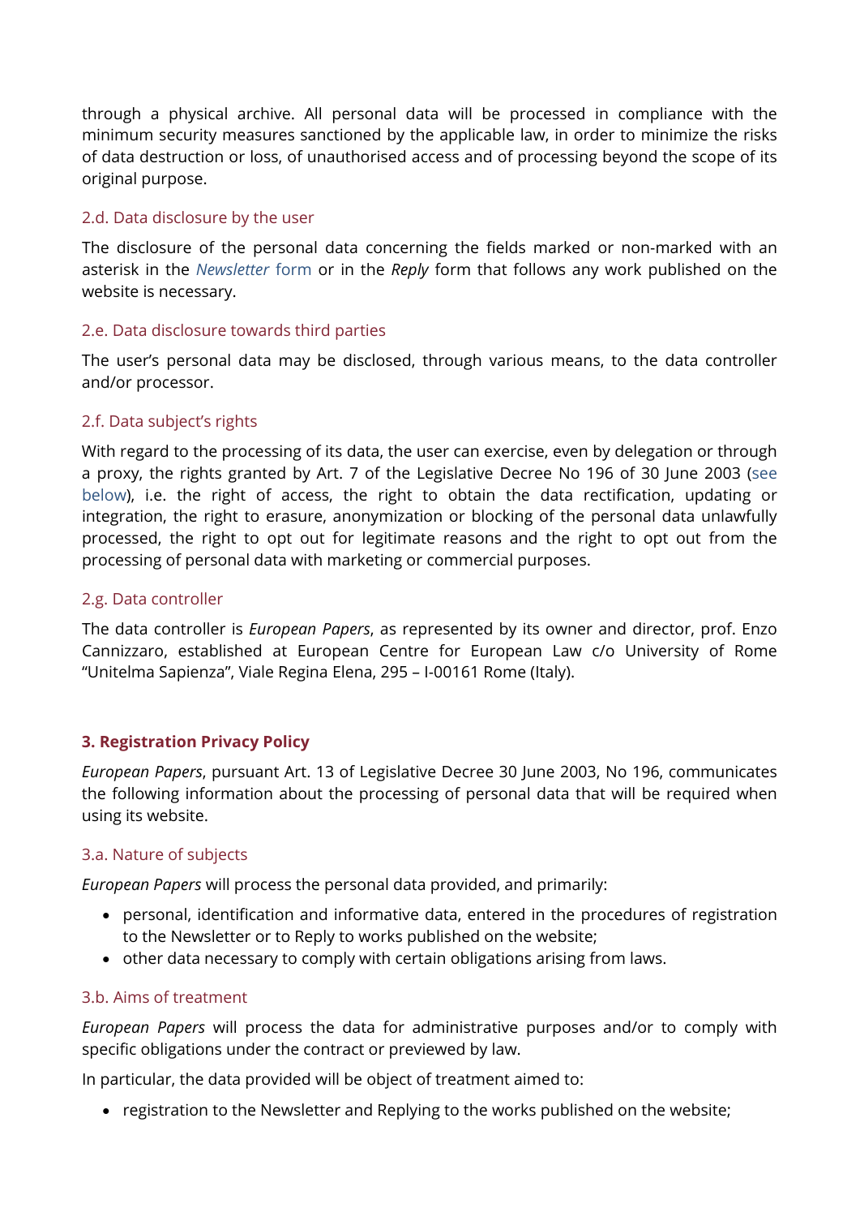through a physical archive. All personal data will be processed in compliance with the minimum security measures sanctioned by the applicable law, in order to minimize the risks of data destruction or loss, of unauthorised access and of processing beyond the scope of its original purpose.

### 2.d. Data disclosure by the user

The disclosure of the personal data concerning the fields marked or non-marked with an asterisk in the *Newsletter* form or in the *Reply* form that follows any work published on the website is necessary.

### 2.e. Data disclosure towards third parties

The user's personal data may be disclosed, through various means, to the data controller and/or processor.

### 2.f. Data subject's rights

With regard to the processing of its data, the user can exercise, even by delegation or through a proxy, the rights granted by Art. 7 of the Legislative Decree No 196 of 30 June 2003 (see below), i.e. the right of access, the right to obtain the data rectification, updating or integration, the right to erasure, anonymization or blocking of the personal data unlawfully processed, the right to opt out for legitimate reasons and the right to opt out from the processing of personal data with marketing or commercial purposes.

### 2.g. Data controller

The data controller is *European Papers*, as represented by its owner and director, prof. Enzo Cannizzaro, established at European Centre for European Law c/o University of Rome "Unitelma Sapienza", Viale Regina Elena, 295 – I-00161 Rome (Italy).

## 3. Registration Privacy Policy

*European Papers*, pursuant Art. 13 of Legislative Decree 30 June 2003, No 196, communicates the following information about the processing of personal data that will be required when using its website.

### 3.a. Nature of subjects

*European Papers* will process the personal data provided, and primarily:

- personal, identification and informative data, entered in the procedures of registration to the Newsletter or to Reply to works published on the website;
- other data necessary to comply with certain obligations arising from laws.

### 3.b. Aims of treatment

*European Papers* will process the data for administrative purposes and/or to comply with specific obligations under the contract or previewed by law.

In particular, the data provided will be object of treatment aimed to:

- registration to the Newsletter and Replying to the works published on the website;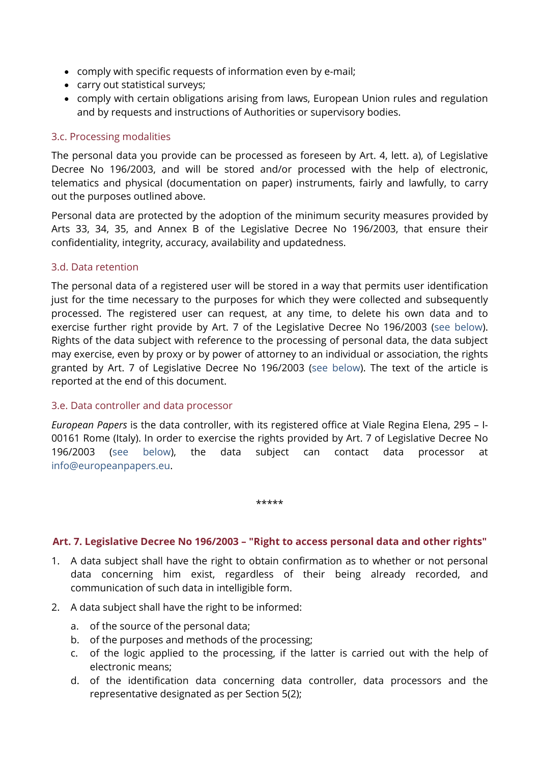- comply with specific requests of information even by e-mail;
- carry out statistical surveys;
- comply with certain obligations arising from laws, European Union rules and regulation and by requests and instructions of Authorities or supervisory bodies.

### 3.c. Processing modalities

The personal data you provide can be processed as foreseen by Art. 4, lett. a), of Legislative Decree No 196/2003, and will be stored and/or processed with the help of electronic, telematics and physical (documentation on paper) instruments, fairly and lawfully, to carry out the purposes outlined above.

Personal data are protected by the adoption of the minimum security measures provided by Arts 33, 34, 35, and Annex B of the Legislative Decree No 196/2003, that ensure their confidentiality, integrity, accuracy, availability and updatedness.

### 3.d. Data retention

The personal data of a registered user will be stored in a way that permits user identification just for the time necessary to the purposes for which they were collected and subsequently processed. The registered user can request, at any time, to delete his own data and to exercise further right provide by Art. 7 of the Legislative Decree No 196/2003 (see below). Rights of the data subject with reference to the processing of personal data, the data subject may exercise, even by proxy or by power of attorney to an individual or association, the rights granted by Art. 7 of Legislative Decree No 196/2003 (see below). The text of the article is reported at the end of this document.

### 3.e. Data controller and data processor

*European Papers* is the data controller, with its registered office at Viale Regina Elena, 295 – I-00161 Rome (Italy). In order to exercise the rights provided by Art. 7 of Legislative Decree No 196/2003 (see below), the data subject can contact data processor at info@europeanpapers.eu.

*****

### Art. 7. Legislative Decree No 196/2003 – "Right to access personal data and other rights"

1. A data subject shall have the right to obtain confirmation as to whether or not personal data concerning him exist, regardless of their being already recorded, and communication of such data in intelligible form.
2. A data subject shall have the right to be informed:
    a. of the source of the personal data;
    b. of the purposes and methods of the processing;
    c. of the logic applied to the processing, if the latter is carried out with the help of electronic means;
    d. of the identification data concerning data controller, data processors and the representative designated as per Section 5(2);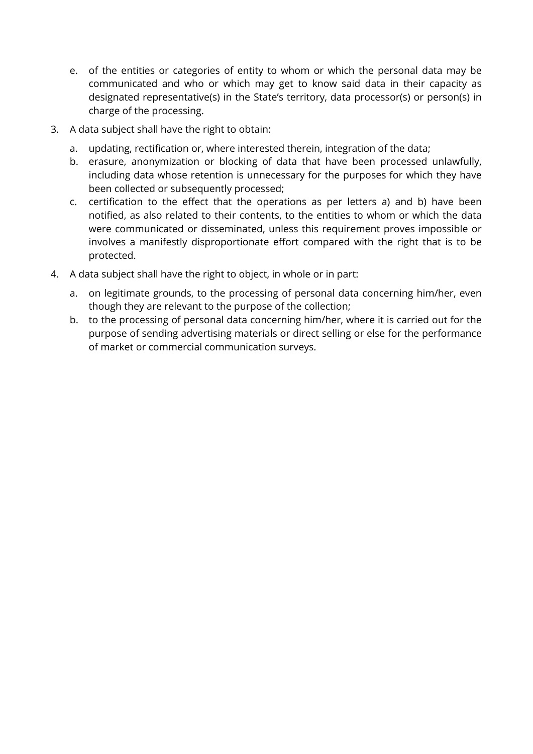e. of the entities or categories of entity to whom or which the personal data may be communicated and who or which may get to know said data in their capacity as designated representative(s) in the State's territory, data processor(s) or person(s) in charge of the processing.

3. A data subject shall have the right to obtain:
   a. updating, rectification or, where interested therein, integration of the data;
   b. erasure, anonymization or blocking of data that have been processed unlawfully, including data whose retention is unnecessary for the purposes for which they have been collected or subsequently processed;
   c. certification to the effect that the operations as per letters a) and b) have been notified, as also related to their contents, to the entities to whom or which the data were communicated or disseminated, unless this requirement proves impossible or involves a manifestly disproportionate effort compared with the right that is to be protected.

4. A data subject shall have the right to object, in whole or in part:
   a. on legitimate grounds, to the processing of personal data concerning him/her, even though they are relevant to the purpose of the collection;
   b. to the processing of personal data concerning him/her, where it is carried out for the purpose of sending advertising materials or direct selling or else for the performance of market or commercial communication surveys.